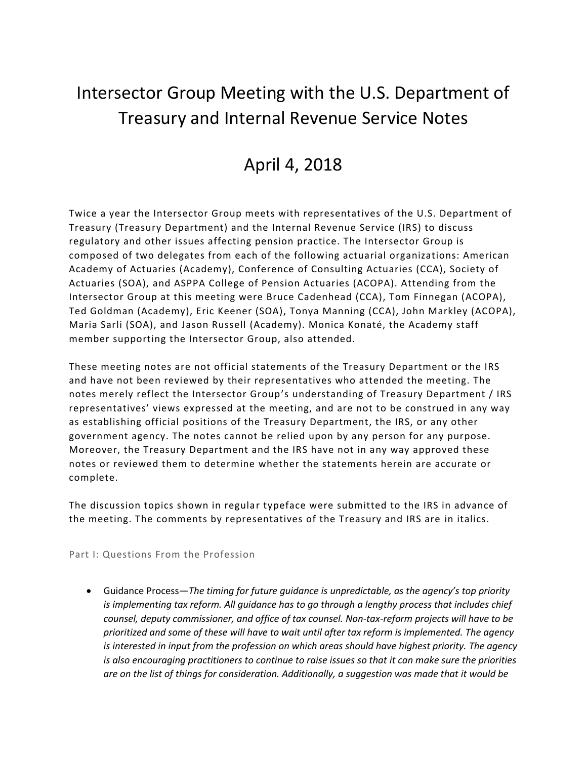# Intersector Group Meeting with the U.S. Department of Treasury and Internal Revenue Service Notes

# April 4, 2018

Twice a year the Intersector Group meets with representatives of the U.S. Department of Treasury (Treasury Department) and the Internal Revenue Service (IRS) to discuss regulatory and other issues affecting pension practice. The Intersector Group is composed of two delegates from each of the following actuarial organizations: American Academy of Actuaries (Academy), Conference of Consulting Actuaries (CCA), Society of Actuaries (SOA), and ASPPA College of Pension Actuaries (ACOPA). Attending from the Intersector Group at this meeting were Bruce Cadenhead (CCA), Tom Finnegan (ACOPA), Ted Goldman (Academy), Eric Keener (SOA), Tonya Manning (CCA), John Markley (ACOPA), Maria Sarli (SOA), and Jason Russell (Academy). Monica Konaté, the Academy staff member supporting the Intersector Group, also attended.

These meeting notes are not official statements of the Treasury Department or the IRS and have not been reviewed by their representatives who attended the meeting. The notes merely reflect the Intersector Group's understanding of Treasury Department / IRS representatives' views expressed at the meeting, and are not to be construed in any way as establishing official positions of the Treasury Department, the IRS, or any other government agency. The notes cannot be relied upon by any person for any purpose. Moreover, the Treasury Department and the IRS have not in any way approved these notes or reviewed them to determine whether the statements herein are accurate or complete.

The discussion topics shown in regular typeface were submitted to the IRS in advance of the meeting. The comments by representatives of the Treasury and IRS are in italics.

## Part I: Questions From the Profession

- Guidance Process—*The timing for future guidance is unpredictable, as the agency's top priority is implementing tax reform. All guidance has to go through a lengthy process that includes chief counsel, deputy commissioner, and office of tax counsel. Non-tax-reform projects will have to be prioritized and some of these will have to wait until after tax reform is implemented. The agency is interested in input from the profession on which areas should have highest priority. The agency is also encouraging practitioners to continue to raise issues so that it can make sure the priorities are on the list of things for consideration. Additionally, a suggestion was made that it would be*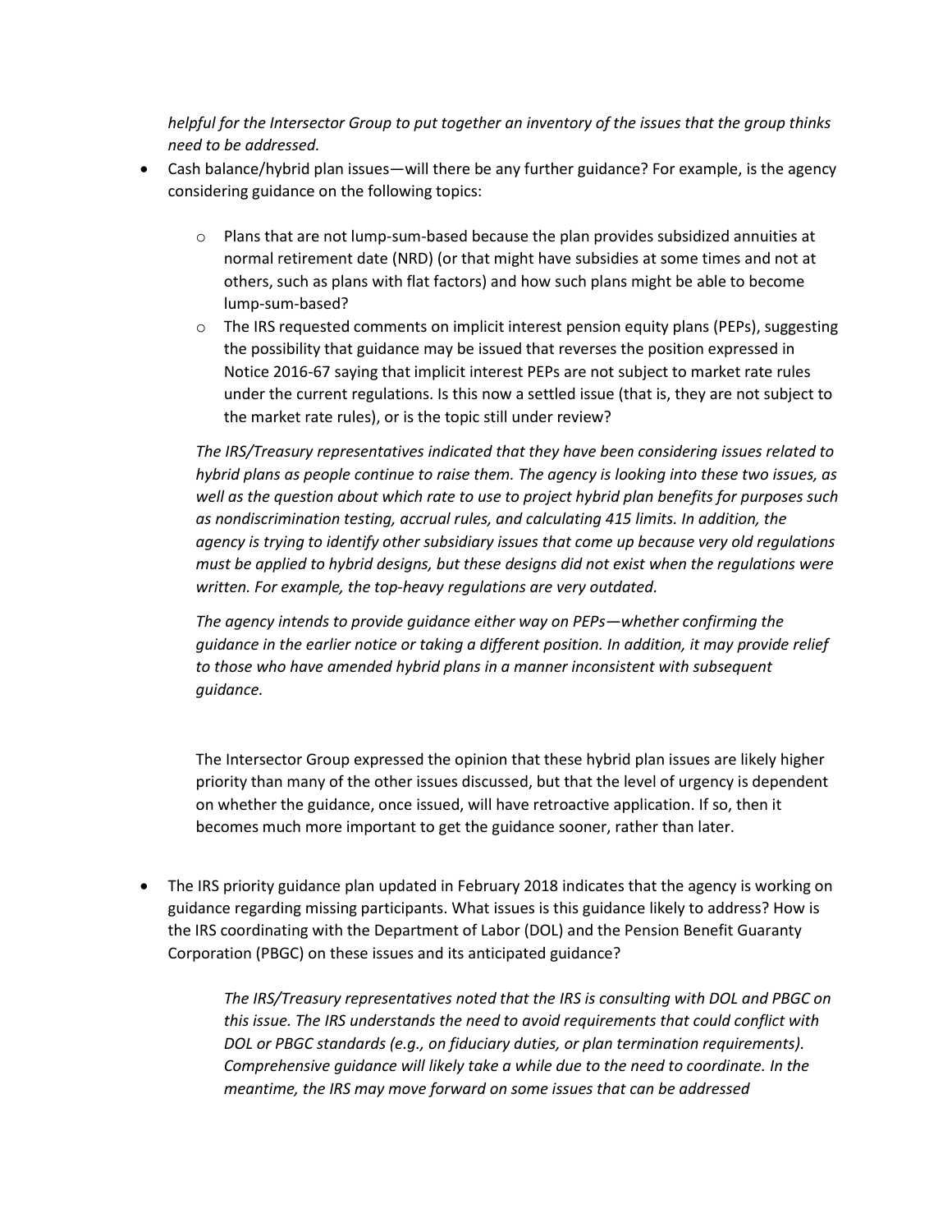*helpful for the Intersector Group to put together an inventory of the issues that the group thinks need to be addressed.*

- Cash balance/hybrid plan issues—will there be any further guidance? For example, is the agency considering guidance on the following topics:

  - Plans that are not lump-sum-based because the plan provides subsidized annuities at normal retirement date (NRD) (or that might have subsidies at some times and not at others, such as plans with flat factors) and how such plans might be able to become lump-sum-based?
  - The IRS requested comments on implicit interest pension equity plans (PEPs), suggesting the possibility that guidance may be issued that reverses the position expressed in Notice 2016-67 saying that implicit interest PEPs are not subject to market rate rules under the current regulations. Is this now a settled issue (that is, they are not subject to the market rate rules), or is the topic still under review?

  *The IRS/Treasury representatives indicated that they have been considering issues related to hybrid plans as people continue to raise them. The agency is looking into these two issues, as well as the question about which rate to use to project hybrid plan benefits for purposes such as nondiscrimination testing, accrual rules, and calculating 415 limits. In addition, the agency is trying to identify other subsidiary issues that come up because very old regulations must be applied to hybrid designs, but these designs did not exist when the regulations were written. For example, the top-heavy regulations are very outdated.*

  *The agency intends to provide guidance either way on PEPs—whether confirming the guidance in the earlier notice or taking a different position. In addition, it may provide relief to those who have amended hybrid plans in a manner inconsistent with subsequent guidance.*

  The Intersector Group expressed the opinion that these hybrid plan issues are likely higher priority than many of the other issues discussed, but that the level of urgency is dependent on whether the guidance, once issued, will have retroactive application. If so, then it becomes much more important to get the guidance sooner, rather than later.

- The IRS priority guidance plan updated in February 2018 indicates that the agency is working on guidance regarding missing participants. What issues is this guidance likely to address? How is the IRS coordinating with the Department of Labor (DOL) and the Pension Benefit Guaranty Corporation (PBGC) on these issues and its anticipated guidance?

  *The IRS/Treasury representatives noted that the IRS is consulting with DOL and PBGC on this issue. The IRS understands the need to avoid requirements that could conflict with DOL or PBGC standards (e.g., on fiduciary duties, or plan termination requirements). Comprehensive guidance will likely take a while due to the need to coordinate. In the meantime, the IRS may move forward on some issues that can be addressed*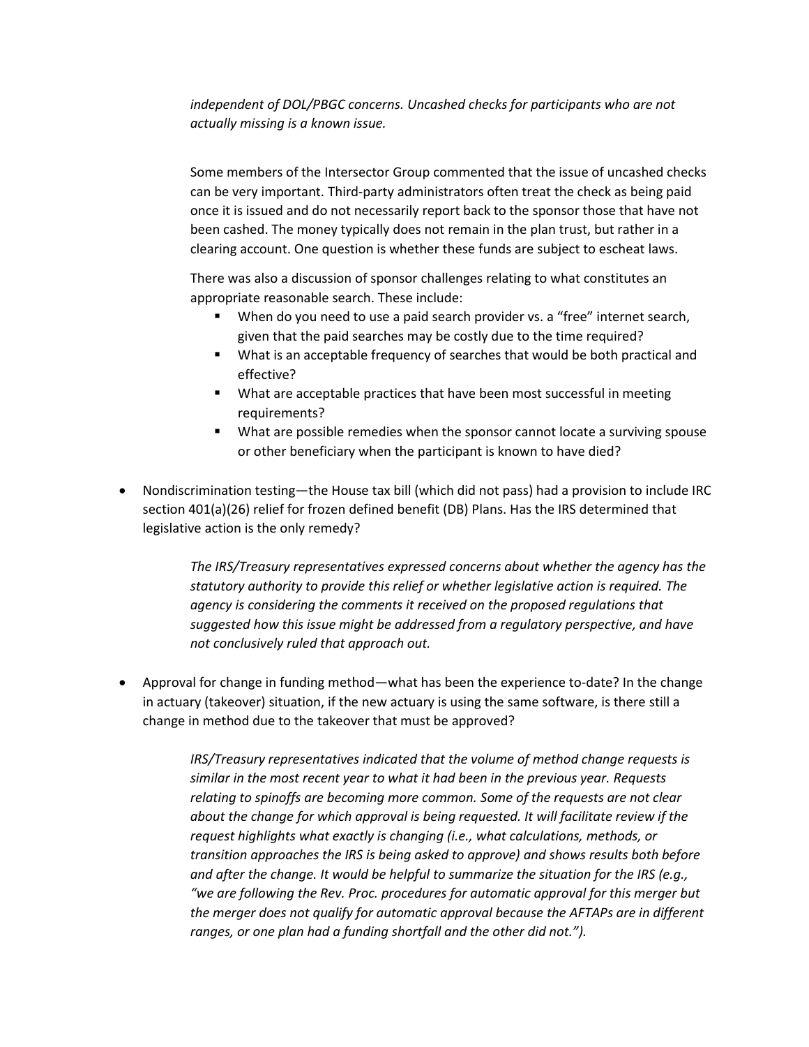*independent of DOL/PBGC concerns. Uncashed checks for participants who are not actually missing is a known issue.*

Some members of the Intersector Group commented that the issue of uncashed checks can be very important. Third-party administrators often treat the check as being paid once it is issued and do not necessarily report back to the sponsor those that have not been cashed. The money typically does not remain in the plan trust, but rather in a clearing account. One question is whether these funds are subject to escheat laws.

There was also a discussion of sponsor challenges relating to what constitutes an appropriate reasonable search. These include:

- When do you need to use a paid search provider vs. a "free" internet search, given that the paid searches may be costly due to the time required?
- What is an acceptable frequency of searches that would be both practical and effective?
- What are acceptable practices that have been most successful in meeting requirements?
- What are possible remedies when the sponsor cannot locate a surviving spouse or other beneficiary when the participant is known to have died?

- Nondiscrimination testing—the House tax bill (which did not pass) had a provision to include IRC section 401(a)(26) relief for frozen defined benefit (DB) Plans. Has the IRS determined that legislative action is the only remedy?

  *The IRS/Treasury representatives expressed concerns about whether the agency has the statutory authority to provide this relief or whether legislative action is required. The agency is considering the comments it received on the proposed regulations that suggested how this issue might be addressed from a regulatory perspective, and have not conclusively ruled that approach out.*

- Approval for change in funding method—what has been the experience to-date? In the change in actuary (takeover) situation, if the new actuary is using the same software, is there still a change in method due to the takeover that must be approved?

  *IRS/Treasury representatives indicated that the volume of method change requests is similar in the most recent year to what it had been in the previous year. Requests relating to spinoffs are becoming more common. Some of the requests are not clear about the change for which approval is being requested. It will facilitate review if the request highlights what exactly is changing (i.e., what calculations, methods, or transition approaches the IRS is being asked to approve) and shows results both before and after the change. It would be helpful to summarize the situation for the IRS (e.g., "we are following the Rev. Proc. procedures for automatic approval for this merger but the merger does not qualify for automatic approval because the AFTAPs are in different ranges, or one plan had a funding shortfall and the other did not.").*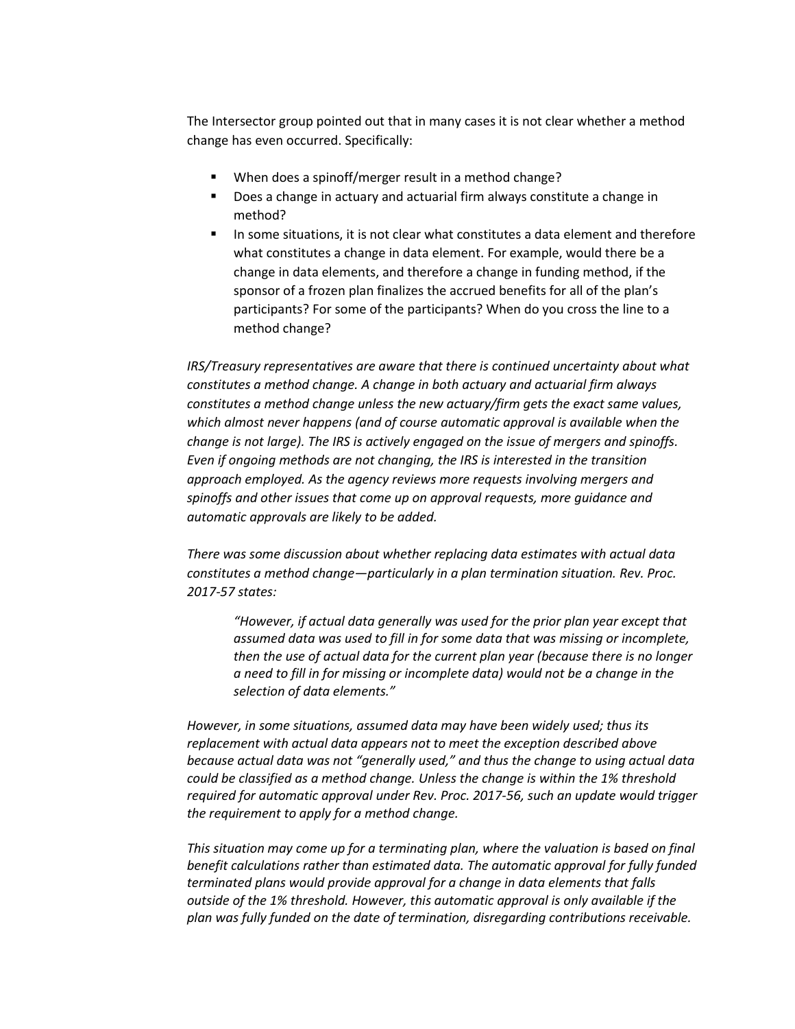The Intersector group pointed out that in many cases it is not clear whether a method change has even occurred. Specifically:

- When does a spinoff/merger result in a method change?
- Does a change in actuary and actuarial firm always constitute a change in method?
- In some situations, it is not clear what constitutes a data element and therefore what constitutes a change in data element. For example, would there be a change in data elements, and therefore a change in funding method, if the sponsor of a frozen plan finalizes the accrued benefits for all of the plan's participants? For some of the participants? When do you cross the line to a method change?

*IRS/Treasury representatives are aware that there is continued uncertainty about what constitutes a method change. A change in both actuary and actuarial firm always constitutes a method change unless the new actuary/firm gets the exact same values, which almost never happens (and of course automatic approval is available when the change is not large). The IRS is actively engaged on the issue of mergers and spinoffs. Even if ongoing methods are not changing, the IRS is interested in the transition approach employed. As the agency reviews more requests involving mergers and spinoffs and other issues that come up on approval requests, more guidance and automatic approvals are likely to be added.*

*There was some discussion about whether replacing data estimates with actual data constitutes a method change—particularly in a plan termination situation. Rev. Proc. 2017-57 states:*

> *"However, if actual data generally was used for the prior plan year except that assumed data was used to fill in for some data that was missing or incomplete, then the use of actual data for the current plan year (because there is no longer a need to fill in for missing or incomplete data) would not be a change in the selection of data elements."*

*However, in some situations, assumed data may have been widely used; thus its replacement with actual data appears not to meet the exception described above because actual data was not "generally used," and thus the change to using actual data could be classified as a method change. Unless the change is within the 1% threshold required for automatic approval under Rev. Proc. 2017-56, such an update would trigger the requirement to apply for a method change.*

*This situation may come up for a terminating plan, where the valuation is based on final benefit calculations rather than estimated data. The automatic approval for fully funded terminated plans would provide approval for a change in data elements that falls outside of the 1% threshold. However, this automatic approval is only available if the plan was fully funded on the date of termination, disregarding contributions receivable.*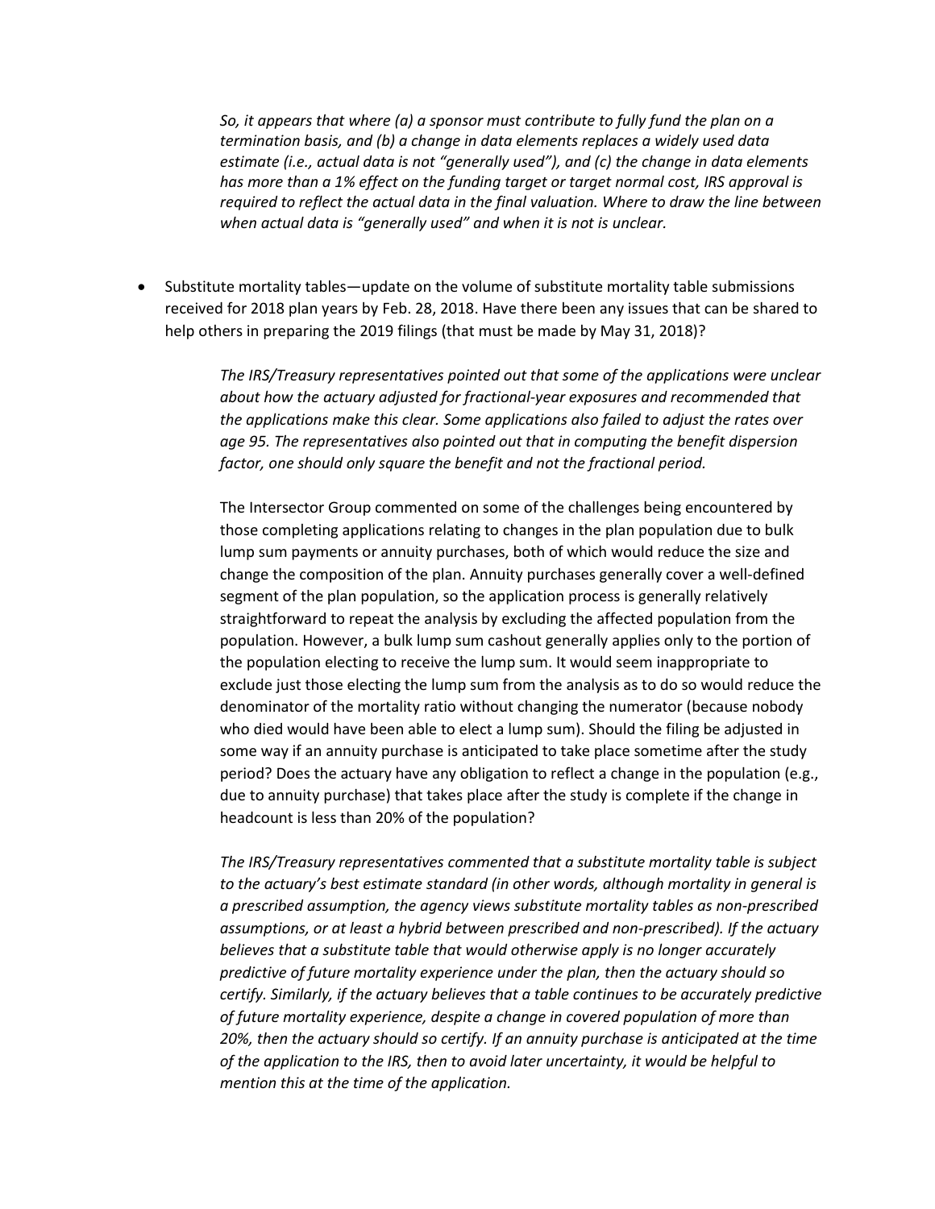*So, it appears that where (a) a sponsor must contribute to fully fund the plan on a termination basis, and (b) a change in data elements replaces a widely used data estimate (i.e., actual data is not "generally used"), and (c) the change in data elements has more than a 1% effect on the funding target or target normal cost, IRS approval is required to reflect the actual data in the final valuation. Where to draw the line between when actual data is "generally used" and when it is not is unclear.*

- Substitute mortality tables—update on the volume of substitute mortality table submissions received for 2018 plan years by Feb. 28, 2018. Have there been any issues that can be shared to help others in preparing the 2019 filings (that must be made by May 31, 2018)?

  *The IRS/Treasury representatives pointed out that some of the applications were unclear about how the actuary adjusted for fractional-year exposures and recommended that the applications make this clear. Some applications also failed to adjust the rates over age 95. The representatives also pointed out that in computing the benefit dispersion factor, one should only square the benefit and not the fractional period.*

  The Intersector Group commented on some of the challenges being encountered by those completing applications relating to changes in the plan population due to bulk lump sum payments or annuity purchases, both of which would reduce the size and change the composition of the plan. Annuity purchases generally cover a well-defined segment of the plan population, so the application process is generally relatively straightforward to repeat the analysis by excluding the affected population from the population. However, a bulk lump sum cashout generally applies only to the portion of the population electing to receive the lump sum. It would seem inappropriate to exclude just those electing the lump sum from the analysis as to do so would reduce the denominator of the mortality ratio without changing the numerator (because nobody who died would have been able to elect a lump sum). Should the filing be adjusted in some way if an annuity purchase is anticipated to take place sometime after the study period? Does the actuary have any obligation to reflect a change in the population (e.g., due to annuity purchase) that takes place after the study is complete if the change in headcount is less than 20% of the population?

  *The IRS/Treasury representatives commented that a substitute mortality table is subject to the actuary's best estimate standard (in other words, although mortality in general is a prescribed assumption, the agency views substitute mortality tables as non-prescribed assumptions, or at least a hybrid between prescribed and non-prescribed). If the actuary believes that a substitute table that would otherwise apply is no longer accurately predictive of future mortality experience under the plan, then the actuary should so certify. Similarly, if the actuary believes that a table continues to be accurately predictive of future mortality experience, despite a change in covered population of more than 20%, then the actuary should so certify. If an annuity purchase is anticipated at the time of the application to the IRS, then to avoid later uncertainty, it would be helpful to mention this at the time of the application.*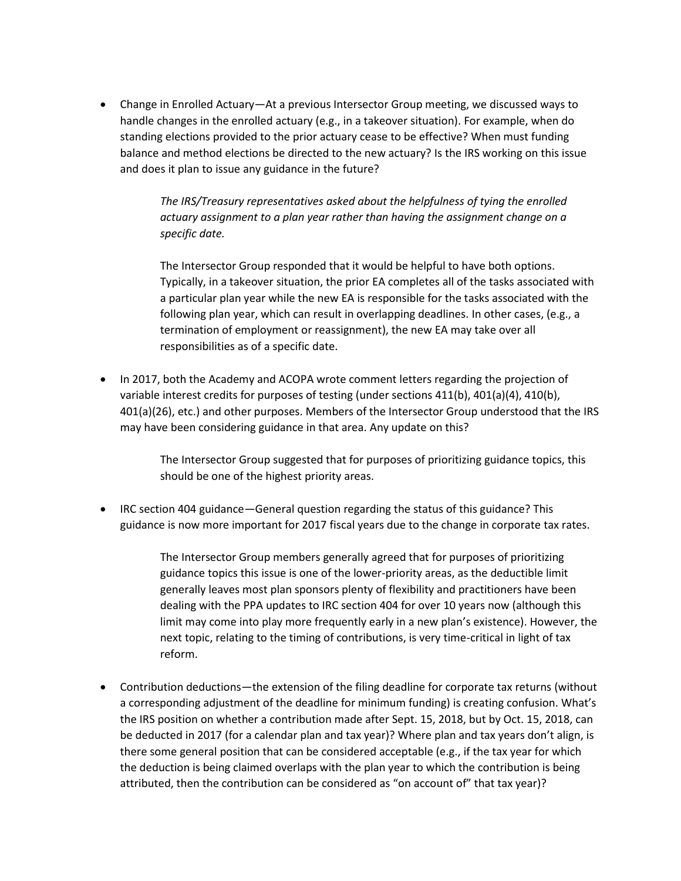- Change in Enrolled Actuary—At a previous Intersector Group meeting, we discussed ways to handle changes in the enrolled actuary (e.g., in a takeover situation). For example, when do standing elections provided to the prior actuary cease to be effective? When must funding balance and method elections be directed to the new actuary? Is the IRS working on this issue and does it plan to issue any guidance in the future?

  *The IRS/Treasury representatives asked about the helpfulness of tying the enrolled actuary assignment to a plan year rather than having the assignment change on a specific date.*

  The Intersector Group responded that it would be helpful to have both options. Typically, in a takeover situation, the prior EA completes all of the tasks associated with a particular plan year while the new EA is responsible for the tasks associated with the following plan year, which can result in overlapping deadlines. In other cases, (e.g., a termination of employment or reassignment), the new EA may take over all responsibilities as of a specific date.

- In 2017, both the Academy and ACOPA wrote comment letters regarding the projection of variable interest credits for purposes of testing (under sections 411(b), 401(a)(4), 410(b), 401(a)(26), etc.) and other purposes. Members of the Intersector Group understood that the IRS may have been considering guidance in that area. Any update on this?

  The Intersector Group suggested that for purposes of prioritizing guidance topics, this should be one of the highest priority areas.

- IRC section 404 guidance—General question regarding the status of this guidance? This guidance is now more important for 2017 fiscal years due to the change in corporate tax rates.

  The Intersector Group members generally agreed that for purposes of prioritizing guidance topics this issue is one of the lower-priority areas, as the deductible limit generally leaves most plan sponsors plenty of flexibility and practitioners have been dealing with the PPA updates to IRC section 404 for over 10 years now (although this limit may come into play more frequently early in a new plan's existence). However, the next topic, relating to the timing of contributions, is very time-critical in light of tax reform.

- Contribution deductions—the extension of the filing deadline for corporate tax returns (without a corresponding adjustment of the deadline for minimum funding) is creating confusion. What's the IRS position on whether a contribution made after Sept. 15, 2018, but by Oct. 15, 2018, can be deducted in 2017 (for a calendar plan and tax year)? Where plan and tax years don't align, is there some general position that can be considered acceptable (e.g., if the tax year for which the deduction is being claimed overlaps with the plan year to which the contribution is being attributed, then the contribution can be considered as "on account of" that tax year)?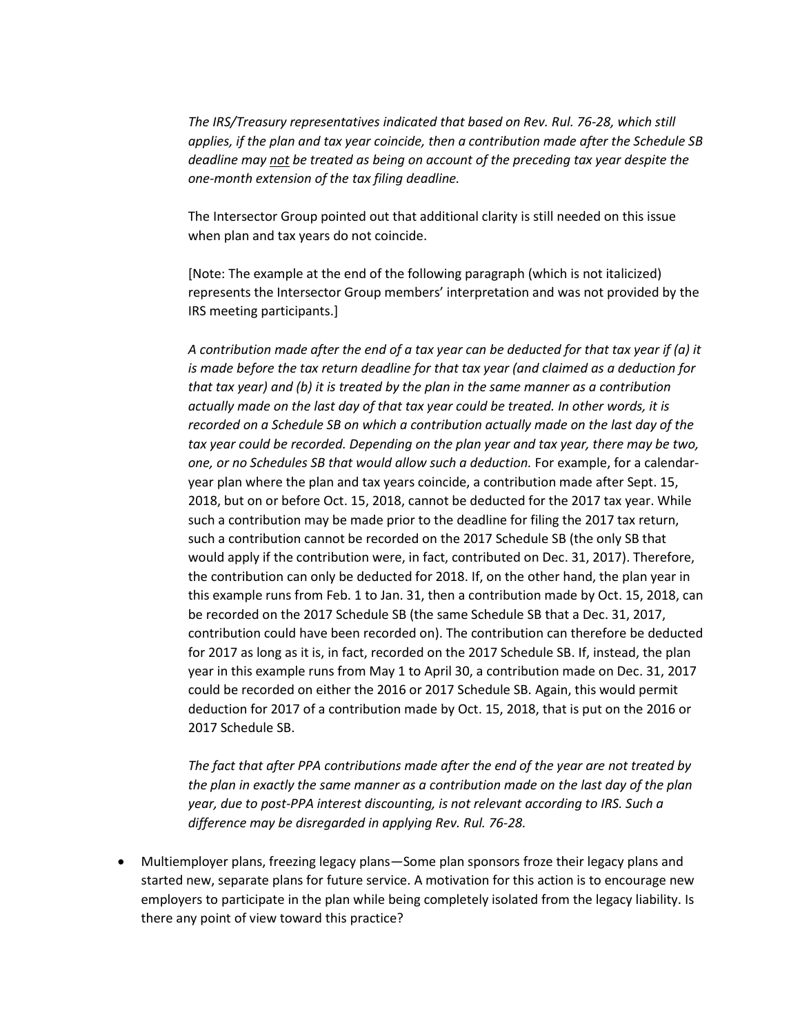*The IRS/Treasury representatives indicated that based on Rev. Rul. 76-28, which still applies, if the plan and tax year coincide, then a contribution made after the Schedule SB deadline may <u>not</u> be treated as being on account of the preceding tax year despite the one-month extension of the tax filing deadline.*

The Intersector Group pointed out that additional clarity is still needed on this issue when plan and tax years do not coincide.

[Note: The example at the end of the following paragraph (which is not italicized) represents the Intersector Group members' interpretation and was not provided by the IRS meeting participants.]

*A contribution made after the end of a tax year can be deducted for that tax year if (a) it is made before the tax return deadline for that tax year (and claimed as a deduction for that tax year) and (b) it is treated by the plan in the same manner as a contribution actually made on the last day of that tax year could be treated. In other words, it is recorded on a Schedule SB on which a contribution actually made on the last day of the tax year could be recorded. Depending on the plan year and tax year, there may be two, one, or no Schedules SB that would allow such a deduction.* For example, for a calendar-year plan where the plan and tax years coincide, a contribution made after Sept. 15, 2018, but on or before Oct. 15, 2018, cannot be deducted for the 2017 tax year. While such a contribution may be made prior to the deadline for filing the 2017 tax return, such a contribution cannot be recorded on the 2017 Schedule SB (the only SB that would apply if the contribution were, in fact, contributed on Dec. 31, 2017). Therefore, the contribution can only be deducted for 2018. If, on the other hand, the plan year in this example runs from Feb. 1 to Jan. 31, then a contribution made by Oct. 15, 2018, can be recorded on the 2017 Schedule SB (the same Schedule SB that a Dec. 31, 2017, contribution could have been recorded on). The contribution can therefore be deducted for 2017 as long as it is, in fact, recorded on the 2017 Schedule SB. If, instead, the plan year in this example runs from May 1 to April 30, a contribution made on Dec. 31, 2017 could be recorded on either the 2016 or 2017 Schedule SB. Again, this would permit deduction for 2017 of a contribution made by Oct. 15, 2018, that is put on the 2016 or 2017 Schedule SB.

*The fact that after PPA contributions made after the end of the year are not treated by the plan in exactly the same manner as a contribution made on the last day of the plan year, due to post-PPA interest discounting, is not relevant according to IRS. Such a difference may be disregarded in applying Rev. Rul. 76-28.*

- Multiemployer plans, freezing legacy plans—Some plan sponsors froze their legacy plans and started new, separate plans for future service. A motivation for this action is to encourage new employers to participate in the plan while being completely isolated from the legacy liability. Is there any point of view toward this practice?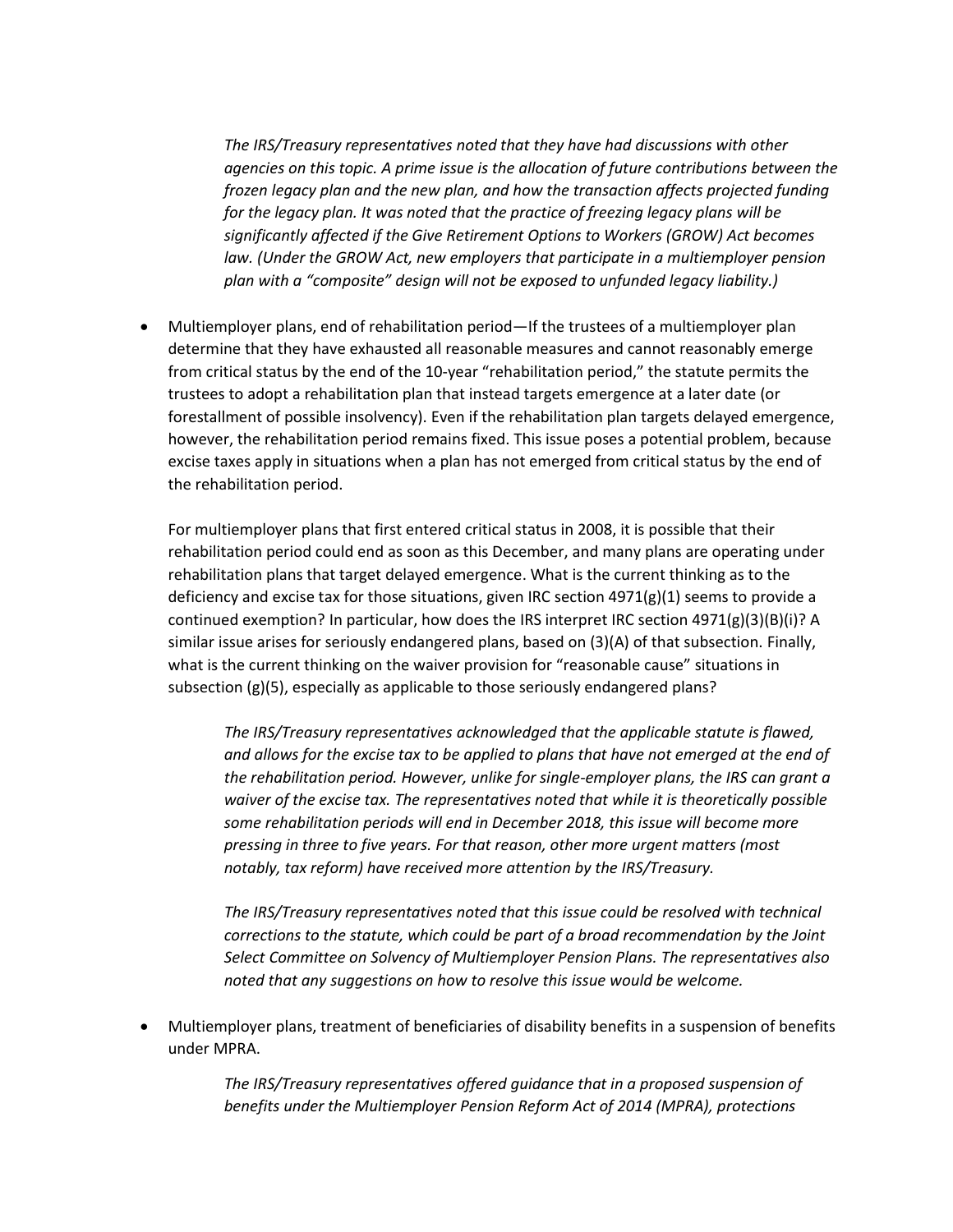> *The IRS/Treasury representatives noted that they have had discussions with other agencies on this topic. A prime issue is the allocation of future contributions between the frozen legacy plan and the new plan, and how the transaction affects projected funding for the legacy plan. It was noted that the practice of freezing legacy plans will be significantly affected if the Give Retirement Options to Workers (GROW) Act becomes law. (Under the GROW Act, new employers that participate in a multiemployer pension plan with a "composite" design will not be exposed to unfunded legacy liability.)*

- Multiemployer plans, end of rehabilitation period—If the trustees of a multiemployer plan determine that they have exhausted all reasonable measures and cannot reasonably emerge from critical status by the end of the 10-year "rehabilitation period," the statute permits the trustees to adopt a rehabilitation plan that instead targets emergence at a later date (or forestallment of possible insolvency). Even if the rehabilitation plan targets delayed emergence, however, the rehabilitation period remains fixed. This issue poses a potential problem, because excise taxes apply in situations when a plan has not emerged from critical status by the end of the rehabilitation period.

  For multiemployer plans that first entered critical status in 2008, it is possible that their rehabilitation period could end as soon as this December, and many plans are operating under rehabilitation plans that target delayed emergence. What is the current thinking as to the deficiency and excise tax for those situations, given IRC section 4971(g)(1) seems to provide a continued exemption? In particular, how does the IRS interpret IRC section 4971(g)(3)(B)(i)? A similar issue arises for seriously endangered plans, based on (3)(A) of that subsection. Finally, what is the current thinking on the waiver provision for "reasonable cause" situations in subsection (g)(5), especially as applicable to those seriously endangered plans?

  > *The IRS/Treasury representatives acknowledged that the applicable statute is flawed, and allows for the excise tax to be applied to plans that have not emerged at the end of the rehabilitation period. However, unlike for single-employer plans, the IRS can grant a waiver of the excise tax. The representatives noted that while it is theoretically possible some rehabilitation periods will end in December 2018, this issue will become more pressing in three to five years. For that reason, other more urgent matters (most notably, tax reform) have received more attention by the IRS/Treasury.*
  >
  > *The IRS/Treasury representatives noted that this issue could be resolved with technical corrections to the statute, which could be part of a broad recommendation by the Joint Select Committee on Solvency of Multiemployer Pension Plans. The representatives also noted that any suggestions on how to resolve this issue would be welcome.*

- Multiemployer plans, treatment of beneficiaries of disability benefits in a suspension of benefits under MPRA.

  > *The IRS/Treasury representatives offered guidance that in a proposed suspension of benefits under the Multiemployer Pension Reform Act of 2014 (MPRA), protections*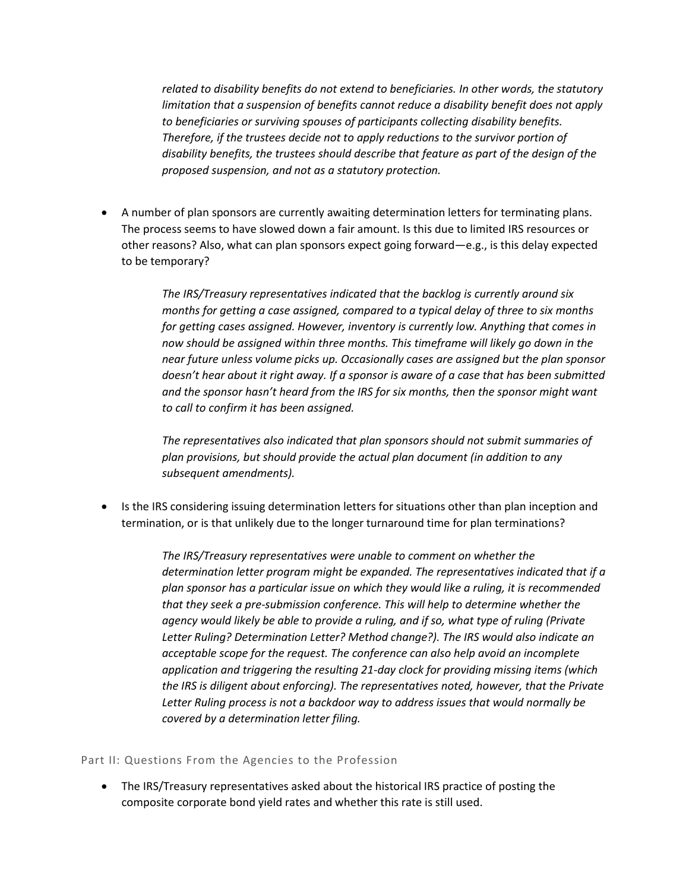*related to disability benefits do not extend to beneficiaries. In other words, the statutory limitation that a suspension of benefits cannot reduce a disability benefit does not apply to beneficiaries or surviving spouses of participants collecting disability benefits. Therefore, if the trustees decide not to apply reductions to the survivor portion of disability benefits, the trustees should describe that feature as part of the design of the proposed suspension, and not as a statutory protection.*

- A number of plan sponsors are currently awaiting determination letters for terminating plans. The process seems to have slowed down a fair amount. Is this due to limited IRS resources or other reasons? Also, what can plan sponsors expect going forward—e.g., is this delay expected to be temporary?

  *The IRS/Treasury representatives indicated that the backlog is currently around six months for getting a case assigned, compared to a typical delay of three to six months for getting cases assigned. However, inventory is currently low. Anything that comes in now should be assigned within three months. This timeframe will likely go down in the near future unless volume picks up. Occasionally cases are assigned but the plan sponsor doesn't hear about it right away. If a sponsor is aware of a case that has been submitted and the sponsor hasn't heard from the IRS for six months, then the sponsor might want to call to confirm it has been assigned.*

  *The representatives also indicated that plan sponsors should not submit summaries of plan provisions, but should provide the actual plan document (in addition to any subsequent amendments).*

- Is the IRS considering issuing determination letters for situations other than plan inception and termination, or is that unlikely due to the longer turnaround time for plan terminations?

  *The IRS/Treasury representatives were unable to comment on whether the determination letter program might be expanded. The representatives indicated that if a plan sponsor has a particular issue on which they would like a ruling, it is recommended that they seek a pre-submission conference. This will help to determine whether the agency would likely be able to provide a ruling, and if so, what type of ruling (Private Letter Ruling? Determination Letter? Method change?). The IRS would also indicate an acceptable scope for the request. The conference can also help avoid an incomplete application and triggering the resulting 21-day clock for providing missing items (which the IRS is diligent about enforcing). The representatives noted, however, that the Private Letter Ruling process is not a backdoor way to address issues that would normally be covered by a determination letter filing.*

## Part II: Questions From the Agencies to the Profession

- The IRS/Treasury representatives asked about the historical IRS practice of posting the composite corporate bond yield rates and whether this rate is still used.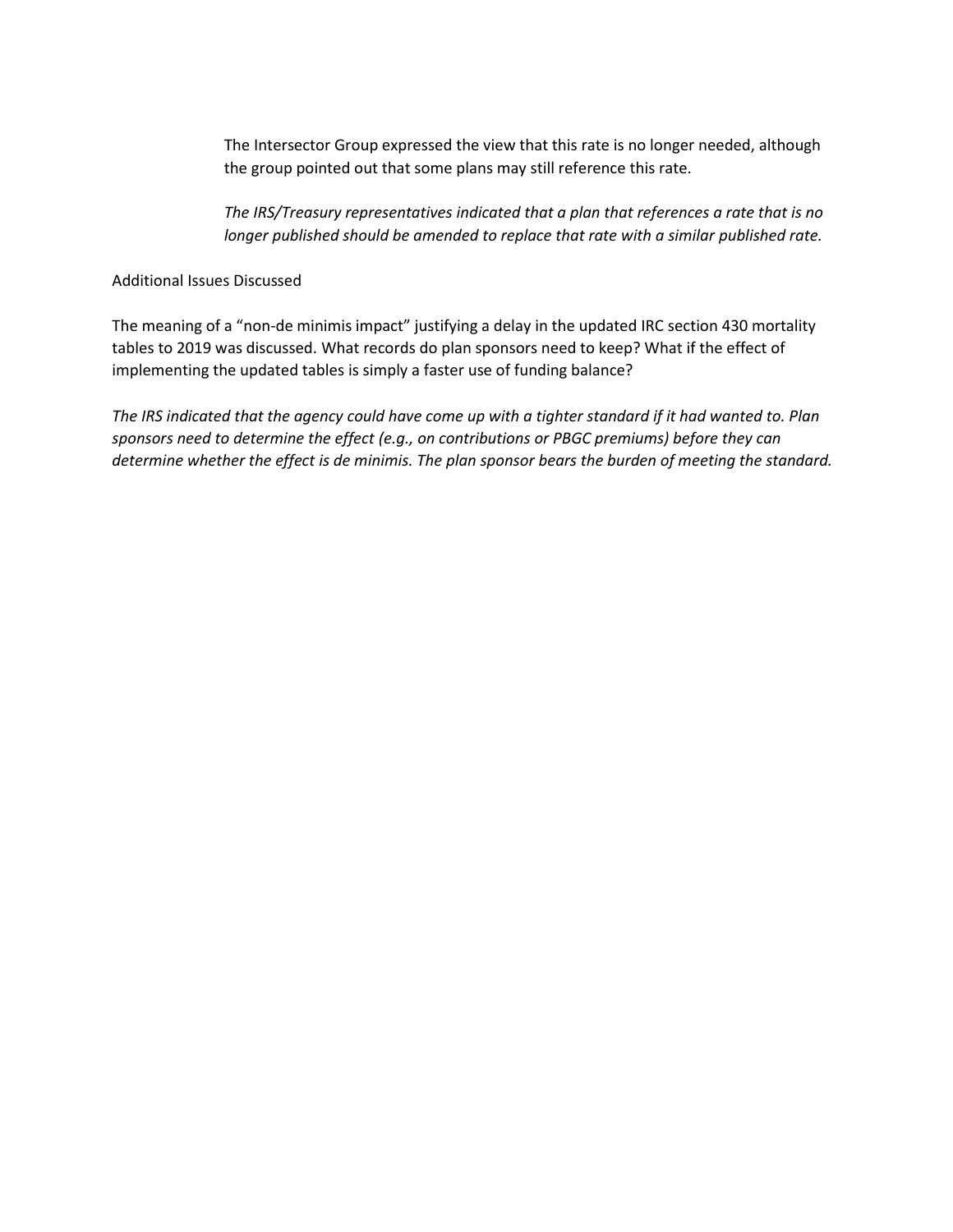The Intersector Group expressed the view that this rate is no longer needed, although the group pointed out that some plans may still reference this rate.

*The IRS/Treasury representatives indicated that a plan that references a rate that is no longer published should be amended to replace that rate with a similar published rate.*

Additional Issues Discussed

The meaning of a "non-de minimis impact" justifying a delay in the updated IRC section 430 mortality tables to 2019 was discussed. What records do plan sponsors need to keep? What if the effect of implementing the updated tables is simply a faster use of funding balance?

*The IRS indicated that the agency could have come up with a tighter standard if it had wanted to. Plan sponsors need to determine the effect (e.g., on contributions or PBGC premiums) before they can determine whether the effect is de minimis. The plan sponsor bears the burden of meeting the standard.*